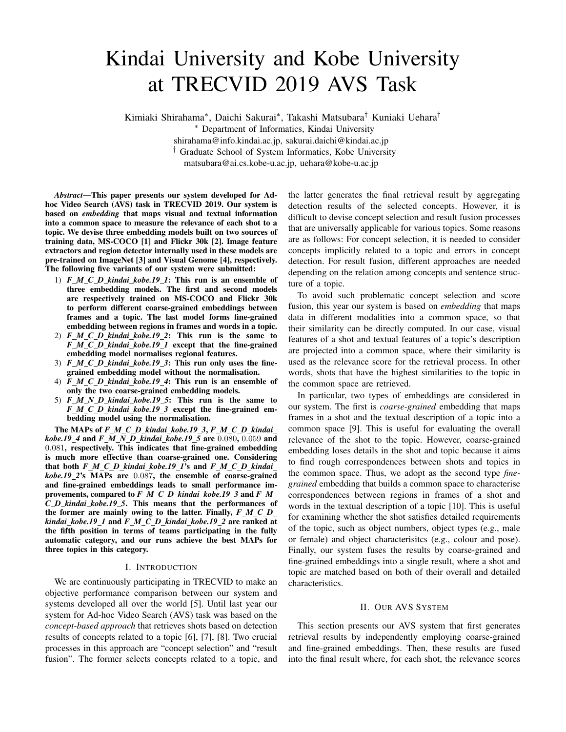# Kindai University and Kobe University at TRECVID 2019 AVS Task

Kimiaki Shirahama*, Daichi Sakurai*, Takashi Matsubara† Kuniaki Uehara†

* Department of Informatics, Kindai University

shirahama@info.kindai.ac.jp, sakurai.daichi@kindai.ac.jp

† Graduate School of System Informatics, Kobe University

matsubara@ai.cs.kobe-u.ac.jp, uehara@kobe-u.ac.jp

***Abstract*—This paper presents our system developed for Ad-hoc Video Search (AVS) task in TRECVID 2019. Our system is based on *embedding* that maps visual and textual information into a common space to measure the relevance of each shot to a topic. We devise three embedding models built on two sources of training data, MS-COCO [1] and Flickr 30k [2]. Image feature extractors and region detector internally used in these models are pre-trained on ImageNet [3] and Visual Genome [4], respectively. The following five variants of our system were submitted:**

1) ***F_M_C_D_kindai_kobe.19_1*: This run is an ensemble of three embedding models. The first and second models are respectively trained on MS-COCO and Flickr 30k to perform different coarse-grained embeddings between frames and a topic. The last model forms fine-grained embedding between regions in frames and words in a topic.**
2) ***F_M_C_D_kindai_kobe.19_2*: This run is the same to *F_M_C_D_kindai_kobe.19_1* except that the fine-grained embedding model normalises regional features.**
3) ***F_M_C_D_kindai_kobe.19_3*: This run only uses the fine-grained embedding model without the normalisation.**
4) ***F_M_C_D_kindai_kobe.19_4*: This run is an ensemble of only the two coarse-grained embedding models.**
5) ***F_M_N_D_kindai_kobe.19_5*: This run is the same to *F_M_C_D_kindai_kobe.19_3* except the fine-grained embedding model using the normalisation.**

**The MAPs of *F_M_C_D_kindai_kobe.19_3*, *F_M_C_D_kindai_kobe.19_4* and *F_M_N_D_kindai_kobe.19_5* are 0.080, 0.059 and 0.081, respectively. This indicates that fine-grained embedding is much more effective than coarse-grained one. Considering that both *F_M_C_D_kindai_kobe.19_1*'s and *F_M_C_D_kindai_kobe.19_2*'s MAPs are 0.087, the ensemble of coarse-grained and fine-grained embeddings leads to small performance improvements, compared to *F_M_C_D_kindai_kobe.19_3* and *F_M_C_D_kindai_kobe.19_5*. This means that the performances of the former are mainly owing to the latter. Finally, *F_M_C_D_kindai_kobe.19_1* and *F_M_C_D_kindai_kobe.19_2* are ranked at the fifth position in terms of teams participating in the fully automatic category, and our runs achieve the best MAPs for three topics in this category.**

## I. Introduction

We are continuously participating in TRECVID to make an objective performance comparison between our system and systems developed all over the world [5]. Until last year our system for Ad-hoc Video Search (AVS) task was based on the *concept-based approach* that retrieves shots based on detection results of concepts related to a topic [6], [7], [8]. Two crucial processes in this approach are "concept selection" and "result fusion". The former selects concepts related to a topic, and the latter generates the final retrieval result by aggregating detection results of the selected concepts. However, it is difficult to devise concept selection and result fusion processes that are universally applicable for various topics. Some reasons are as follows: For concept selection, it is needed to consider concepts implicitly related to a topic and errors in concept detection. For result fusion, different approaches are needed depending on the relation among concepts and sentence structure of a topic.

To avoid such problematic concept selection and score fusion, this year our system is based on *embedding* that maps data in different modalities into a common space, so that their similarity can be directly computed. In our case, visual features of a shot and textual features of a topic's description are projected into a common space, where their similarity is used as the relevance score for the retrieval process. In other words, shots that have the highest similarities to the topic in the common space are retrieved.

In particular, two types of embeddings are considered in our system. The first is *coarse-grained* embedding that maps frames in a shot and the textual description of a topic into a common space [9]. This is useful for evaluating the overall relevance of the shot to the topic. However, coarse-grained embedding loses details in the shot and topic because it aims to find rough correspondences between shots and topics in the common space. Thus, we adopt as the second type *fine-grained* embedding that builds a common space to characterise correspondences between regions in frames of a shot and words in the textual description of a topic [10]. This is useful for examining whether the shot satisfies detailed requirements of the topic, such as object numbers, object types (e.g., male or female) and object characterisitcs (e.g., colour and pose). Finally, our system fuses the results by coarse-grained and fine-grained embeddings into a single result, where a shot and topic are matched based on both of their overall and detailed characteristics.

## II. Our AVS System

This section presents our AVS system that first generates retrieval results by independently employing coarse-grained and fine-grained embeddings. Then, these results are fused into the final result where, for each shot, the relevance scores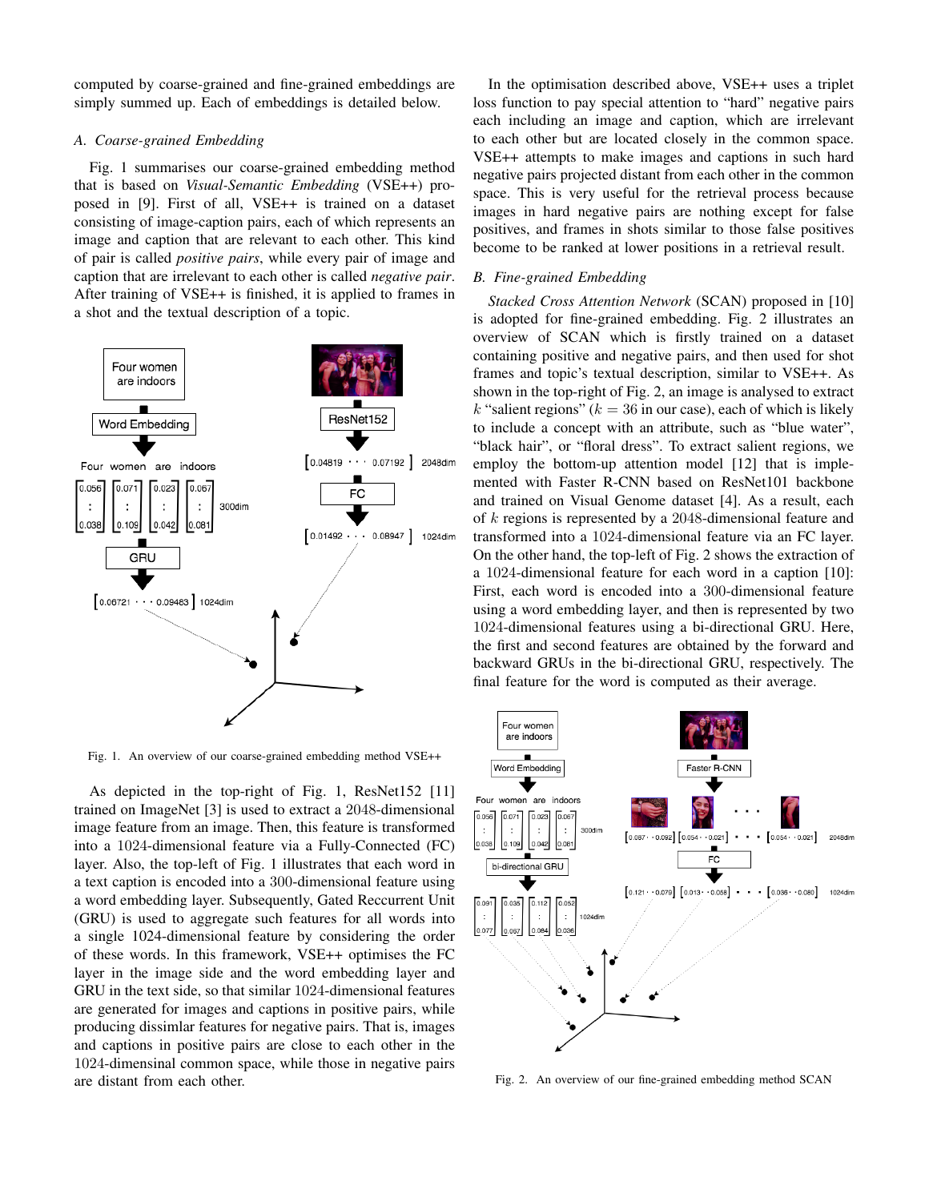computed by coarse-grained and fine-grained embeddings are simply summed up. Each of embeddings is detailed below.

### A. Coarse-grained Embedding

Fig. 1 summarises our coarse-grained embedding method that is based on *Visual-Semantic Embedding* (VSE++) proposed in [9]. First of all, VSE++ is trained on a dataset consisting of image-caption pairs, each of which represents an image and caption that are relevant to each other. This kind of pair is called *positive pairs*, while every pair of image and caption that are irrelevant to each other is called *negative pair*. After training of VSE++ is finished, it is applied to frames in a shot and the textual description of a topic.

Four women are indoors

Word Embedding

Four women are indoors

0.056 : 0.038 | 0.071 : 0.109 | 0.023 : 0.042 | 0.067 : 0.081 300dim

GRU

[0.06721 · · · 0.09463] 1024dim

ResNet152

[0.04819 · · · 0.07192] 2048dim

FC

[0.01492 · · · 0.08947] 1024dim

Fig. 1. An overview of our coarse-grained embedding method VSE++

As depicted in the top-right of Fig. 1, ResNet152 [11] trained on ImageNet [3] is used to extract a 2048-dimensional image feature from an image. Then, this feature is transformed into a 1024-dimensional feature via a Fully-Connected (FC) layer. Also, the top-left of Fig. 1 illustrates that each word in a text caption is encoded into a 300-dimensional feature using a word embedding layer. Subsequently, Gated Reccurrent Unit (GRU) is used to aggregate such features for all words into a single 1024-dimensional feature by considering the order of these words. In this framework, VSE++ optimises the FC layer in the image side and the word embedding layer and GRU in the text side, so that similar 1024-dimensional features are generated for images and captions in positive pairs, while producing dissimlar features for negative pairs. That is, images and captions in positive pairs are close to each other in the 1024-dimensinal common space, while those in negative pairs are distant from each other.

In the optimisation described above, VSE++ uses a triplet loss function to pay special attention to "hard" negative pairs each including an image and caption, which are irrelevant to each other but are located closely in the common space. VSE++ attempts to make images and captions in such hard negative pairs projected distant from each other in the common space. This is very useful for the retrieval process because images in hard negative pairs are nothing except for false positives, and frames in shots similar to those false positives become to be ranked at lower positions in a retrieval result.

### B. Fine-grained Embedding

*Stacked Cross Attention Network* (SCAN) proposed in [10] is adopted for fine-grained embedding. Fig. 2 illustrates an overview of SCAN which is firstly trained on a dataset containing positive and negative pairs, and then used for shot frames and topic's textual description, similar to VSE++. As shown in the top-right of Fig. 2, an image is analysed to extract $k$ "salient regions" ($k = 36$ in our case), each of which is likely to include a concept with an attribute, such as "blue water", "black hair", or "floral dress". To extract salient regions, we employ the bottom-up attention model [12] that is implemented with Faster R-CNN based on ResNet101 backbone and trained on Visual Genome dataset [4]. As a result, each of $k$ regions is represented by a 2048-dimensional feature and transformed into a 1024-dimensional feature via an FC layer. On the other hand, the top-left of Fig. 2 shows the extraction of a 1024-dimensional feature for each word in a caption [10]: First, each word is encoded into a 300-dimensional feature using a word embedding layer, and then is represented by two 1024-dimensional features using a bi-directional GRU. Here, the first and second features are obtained by the forward and backward GRUs in the bi-directional GRU, respectively. The final feature for the word is computed as their average.

Four women are indoors

Word Embedding

Four women are indoors

0.056 : 0.038 | 0.071 : 0.109 | 0.023 : 0.042 | 0.067 : 0.081 300dim

bi-directional GRU

0.091 : 0.077 | 0.035 : 0.067 | 0.112 : 0.084 | 0.052 : 0.036 1024dim

Faster R-CNN

[0.087 · · 0.092] [0.054 · · 0.021] · · · [0.054 · · 0.021] 2048dim

FC

[0.121 · · 0.079] [0.013 · · 0.058] · · · [0.036 · · 0.080] 1024dim

Fig. 2. An overview of our fine-grained embedding method SCAN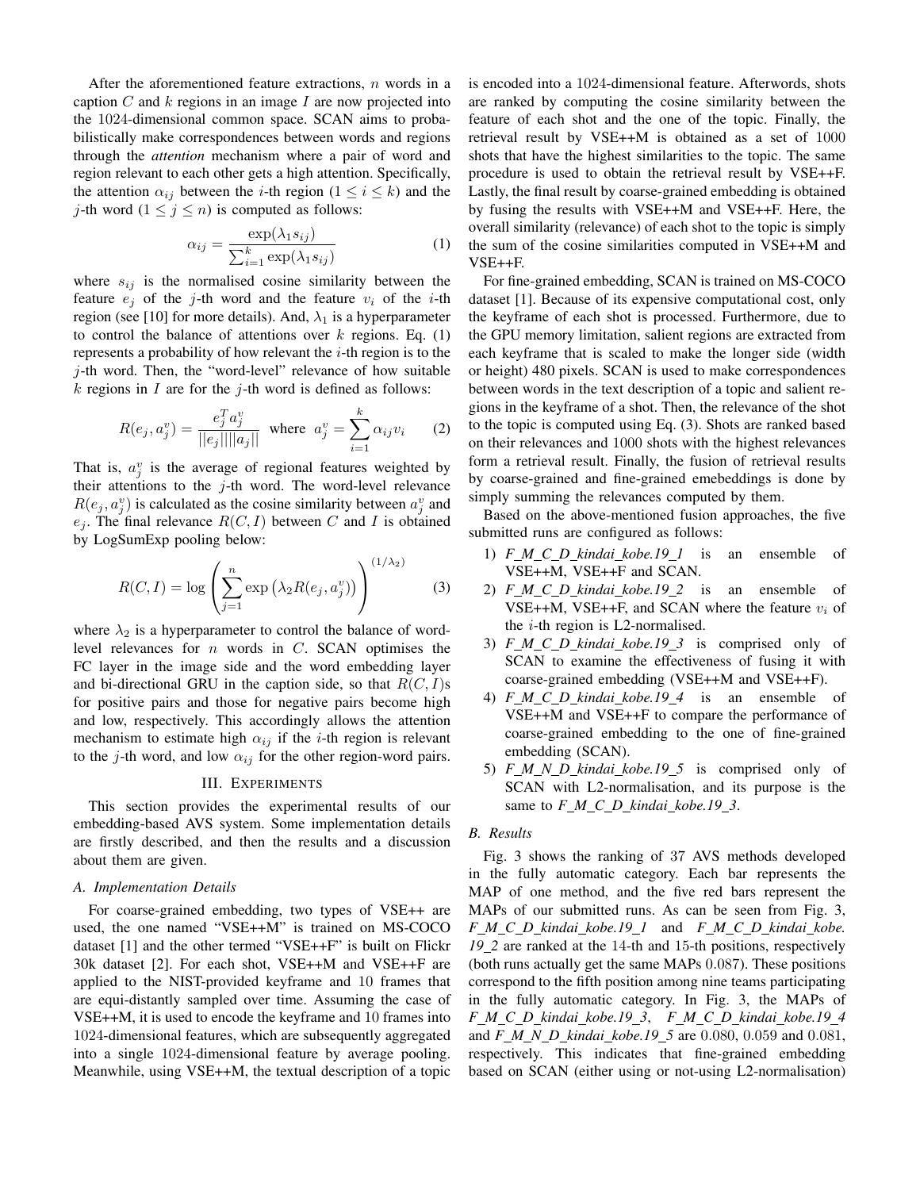After the aforementioned feature extractions, $n$ words in a caption $C$ and $k$ regions in an image $I$ are now projected into the 1024-dimensional common space. SCAN aims to probabilistically make correspondences between words and regions through the *attention* mechanism where a pair of word and region relevant to each other gets a high attention. Specifically, the attention $\alpha_{ij}$ between the $i$-th region ($1 \leq i \leq k$) and the $j$-th word ($1 \leq j \leq n$) is computed as follows:

$$\alpha_{ij} = \frac{\exp(\lambda_1 s_{ij})}{\sum_{i=1}^{k} \exp(\lambda_1 s_{ij})} \tag{1}$$

where $s_{ij}$ is the normalised cosine similarity between the feature $e_j$ of the $j$-th word and the feature $v_i$ of the $i$-th region (see [10] for more details). And, $\lambda_1$ is a hyperparameter to control the balance of attentions over $k$ regions. Eq. (1) represents a probability of how relevant the $i$-th region is to the $j$-th word. Then, the "word-level" relevance of how suitable $k$ regions in $I$ are for the $j$-th word is defined as follows:

$$R(e_j, a_j^v) = \frac{e_j^T a_j^v}{||e_j|| ||a_j||} \quad \text{where} \quad a_j^v = \sum_{i=1}^{k} \alpha_{ij} v_i \tag{2}$$

That is, $a_j^v$ is the average of regional features weighted by their attentions to the $j$-th word. The word-level relevance $R(e_j, a_j^v)$ is calculated as the cosine similarity between $a_j^v$ and $e_j$. The final relevance $R(C, I)$ between $C$ and $I$ is obtained by LogSumExp pooling below:

$$R(C, I) = \log \left( \sum_{j=1}^{n} \exp \left( \lambda_2 R(e_j, a_j^v) \right) \right)^{(1/\lambda_2)} \tag{3}$$

where $\lambda_2$ is a hyperparameter to control the balance of word-level relevances for $n$ words in $C$. SCAN optimises the FC layer in the image side and the word embedding layer and bi-directional GRU in the caption side, so that $R(C, I)$s for positive pairs and those for negative pairs become high and low, respectively. This accordingly allows the attention mechanism to estimate high $\alpha_{ij}$ if the $i$-th region is relevant to the $j$-th word, and low $\alpha_{ij}$ for the other region-word pairs.

## III. EXPERIMENTS

This section provides the experimental results of our embedding-based AVS system. Some implementation details are firstly described, and then the results and a discussion about them are given.

### A. Implementation Details

For coarse-grained embedding, two types of VSE++ are used, the one named "VSE++M" is trained on MS-COCO dataset [1] and the other termed "VSE++F" is built on Flickr 30k dataset [2]. For each shot, VSE++M and VSE++F are applied to the NIST-provided keyframe and 10 frames that are equi-distantly sampled over time. Assuming the case of VSE++M, it is used to encode the keyframe and 10 frames into 1024-dimensional features, which are subsequently aggregated into a single 1024-dimensional feature by average pooling. Meanwhile, using VSE++M, the textual description of a topic is encoded into a 1024-dimensional feature. Afterwords, shots are ranked by computing the cosine similarity between the feature of each shot and the one of the topic. Finally, the retrieval result by VSE++M is obtained as a set of 1000 shots that have the highest similarities to the topic. The same procedure is used to obtain the retrieval result by VSE++F. Lastly, the final result by coarse-grained embedding is obtained by fusing the results with VSE++M and VSE++F. Here, the overall similarity (relevance) of each shot to the topic is simply the sum of the cosine similarities computed in VSE++M and VSE++F.

For fine-grained embedding, SCAN is trained on MS-COCO dataset [1]. Because of its expensive computational cost, only the keyframe of each shot is processed. Furthermore, due to the GPU memory limitation, salient regions are extracted from each keyframe that is scaled to make the longer side (width or height) 480 pixels. SCAN is used to make correspondences between words in the text description of a topic and salient regions in the keyframe of a shot. Then, the relevance of the shot to the topic is computed using Eq. (3). Shots are ranked based on their relevances and 1000 shots with the highest relevances form a retrieval result. Finally, the fusion of retrieval results by coarse-grained and fine-grained emebeddings is done by simply summing the relevances computed by them.

Based on the above-mentioned fusion approaches, the five submitted runs are configured as follows:

1) *F_M_C_D_kindai_kobe.19_1* is an ensemble of VSE++M, VSE++F and SCAN.
2) *F_M_C_D_kindai_kobe.19_2* is an ensemble of VSE++M, VSE++F, and SCAN where the feature $v_i$ of the $i$-th region is L2-normalised.
3) *F_M_C_D_kindai_kobe.19_3* is comprised only of SCAN to examine the effectiveness of fusing it with coarse-grained embedding (VSE++M and VSE++F).
4) *F_M_C_D_kindai_kobe.19_4* is an ensemble of VSE++M and VSE++F to compare the performance of coarse-grained embedding to the one of fine-grained embedding (SCAN).
5) *F_M_N_D_kindai_kobe.19_5* is comprised only of SCAN with L2-normalisation, and its purpose is the same to *F_M_C_D_kindai_kobe.19_3*.

### B. Results

Fig. 3 shows the ranking of 37 AVS methods developed in the fully automatic category. Each bar represents the MAP of one method, and the five red bars represent the MAPs of our submitted runs. As can be seen from Fig. 3, *F_M_C_D_kindai_kobe.19_1* and *F_M_C_D_kindai_kobe.19_2* are ranked at the 14-th and 15-th positions, respectively (both runs actually get the same MAPs 0.087). These positions correspond to the fifth position among nine teams participating in the fully automatic category. In Fig. 3, the MAPs of *F_M_C_D_kindai_kobe.19_3*, *F_M_C_D_kindai_kobe.19_4* and *F_M_N_D_kindai_kobe.19_5* are 0.080, 0.059 and 0.081, respectively. This indicates that fine-grained embedding based on SCAN (either using or not-using L2-normalisation)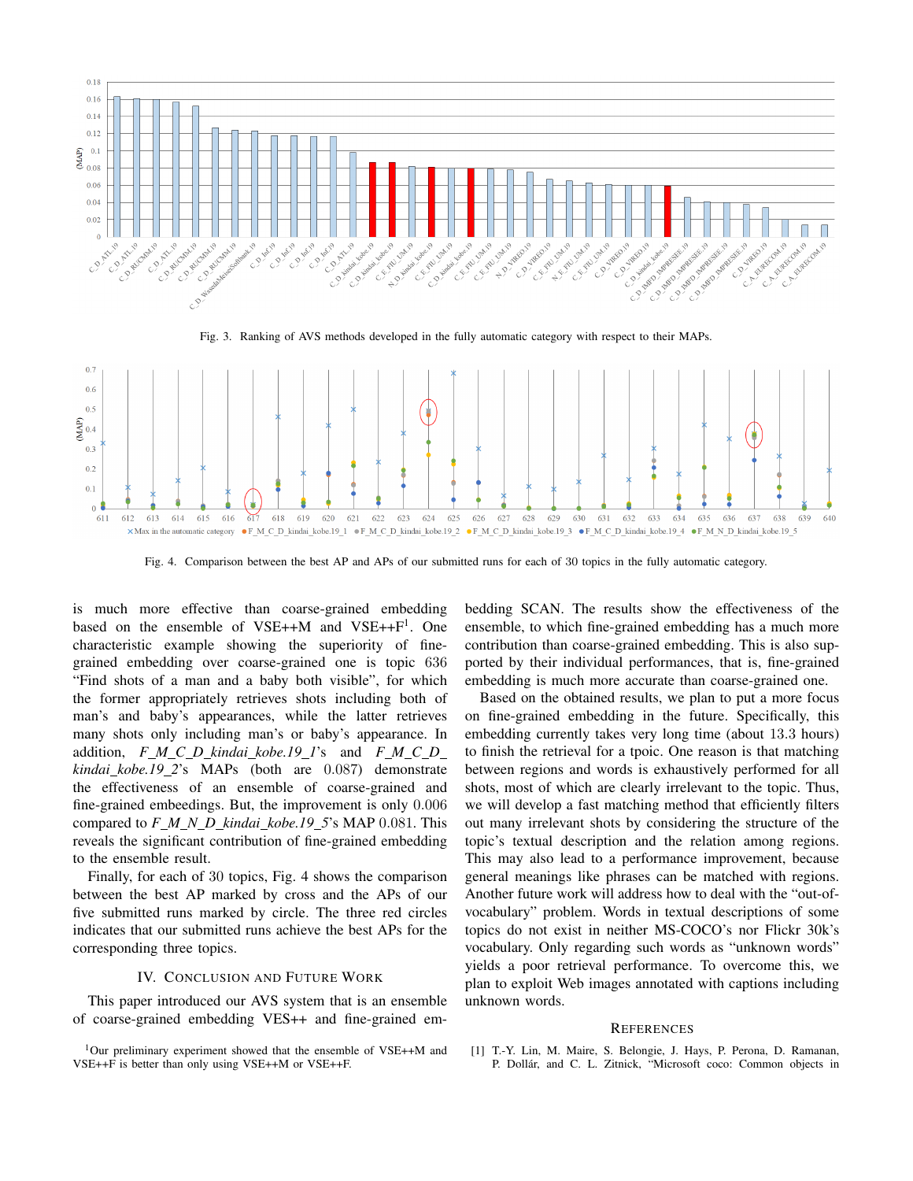0.18
0.16
0.14
0.12
0.1
0.08
0.06
0.04
0.02
0
(MAP)

C_D_ATL.19, C_D_ATL.19, C_D_RUCMM.19, C_D_ATL.19, C_D_RUCMM.19, C_D_RUCMM.19, C_D_RUCMM.19, C_D_WasedaMeiseiSoftbank.19, C_D_Inf.19, C_D_Inf.19, C_D_Inf.19, C_D_Inf.19, C_D_ATL.19, C_D_kindai_kobe.19, C_D_kindai_kobe.19, C_E_FIU_UM.19, N_D_kindai_kobe.19, C_E_FIU_UM.19, C_D_kindai_kobe.19, C_E_FIU_UM.19, C_E_FIU_UM.19, N_D_VIREO.19, C_D_VIREO.19, C_E_FIU_UM.19, N_E_FIU_UM.19, C_E_FIU_UM.19, C_D_VIREO.19, C_D_VIREO.19, C_D_kindai_kobe.19, C_D_IMFD_IMPRESEE.19, C_D_IMFD_IMPRESEE.19, C_D_IMFD_IMPRESEE.19, C_D_IMFD_IMPRESEE.19, C_D_VIREO.19, C_A_EURECOM.19, C_A_EURECOM.19, C_A_EURECOM.19

Fig. 3. Ranking of AVS methods developed in the fully automatic category with respect to their MAPs.

0.7
0.6
0.5
0.4
0.3
0.2
0.1
0
(MAP)

611 612 613 614 615 616 617 618 619 620 621 622 623 624 625 626 627 628 629 630 631 632 633 634 635 636 637 638 639 640

× Max in the automatic category ● F_M_C_D_kindai_kobe.19_1 ● F_M_C_D_kindai_kobe.19_2 ● F_M_C_D_kindai_kobe.19_3 ● F_M_C_D_kindai_kobe.19_4 ● F_M_N_D_kindai_kobe.19_5

Fig. 4. Comparison between the best AP and APs of our submitted runs for each of 30 topics in the fully automatic category.

is much more effective than coarse-grained embedding based on the ensemble of VSE++M and VSE++F[1]. One characteristic example showing the superiority of fine-grained embedding over coarse-grained one is topic 636 "Find shots of a man and a baby both visible", for which the former appropriately retrieves shots including both of man's and baby's appearances, while the latter retrieves many shots only including man's or baby's appearance. In addition, *F_M_C_D_kindai_kobe.19_1*'s and *F_M_C_D_kindai_kobe.19_2*'s MAPs (both are 0.087) demonstrate the effectiveness of an ensemble of coarse-grained and fine-grained embeedings. But, the improvement is only 0.006 compared to *F_M_N_D_kindai_kobe.19_5*'s MAP 0.081. This reveals the significant contribution of fine-grained embedding to the ensemble result.

Finally, for each of 30 topics, Fig. 4 shows the comparison between the best AP marked by cross and the APs of our five submitted runs marked by circle. The three red circles indicates that our submitted runs achieve the best APs for the corresponding three topics.

## IV. Conclusion and Future Work

This paper introduced our AVS system that is an ensemble of coarse-grained embedding VES++ and fine-grained embedding SCAN. The results show the effectiveness of the ensemble, to which fine-grained embedding has a much more contribution than coarse-grained embedding. This is also supported by their individual performances, that is, fine-grained embedding is much more accurate than coarse-grained one.

Based on the obtained results, we plan to put a more focus on fine-grained embedding in the future. Specifically, this embedding currently takes very long time (about 13.3 hours) to finish the retrieval for a tpoic. One reason is that matching between regions and words is exhaustively performed for all shots, most of which are clearly irrelevant to the topic. Thus, we will develop a fast matching method that efficiently filters out many irrelevant shots by considering the structure of the topic's textual description and the relation among regions. This may also lead to a performance improvement, because general meanings like phrases can be matched with regions. Another future work will address how to deal with the "out-of-vocabulary" problem. Words in textual descriptions of some topics do not exist in neither MS-COCO's nor Flickr 30k's vocabulary. Only regarding such words as "unknown words" yields a poor retrieval performance. To overcome this, we plan to exploit Web images annotated with captions including unknown words.

[1]Our preliminary experiment showed that the ensemble of VSE++M and VSE++F is better than only using VSE++M or VSE++F.

## References

[1] T.-Y. Lin, M. Maire, S. Belongie, J. Hays, P. Perona, D. Ramanan, P. Dollár, and C. L. Zitnick, "Microsoft coco: Common objects in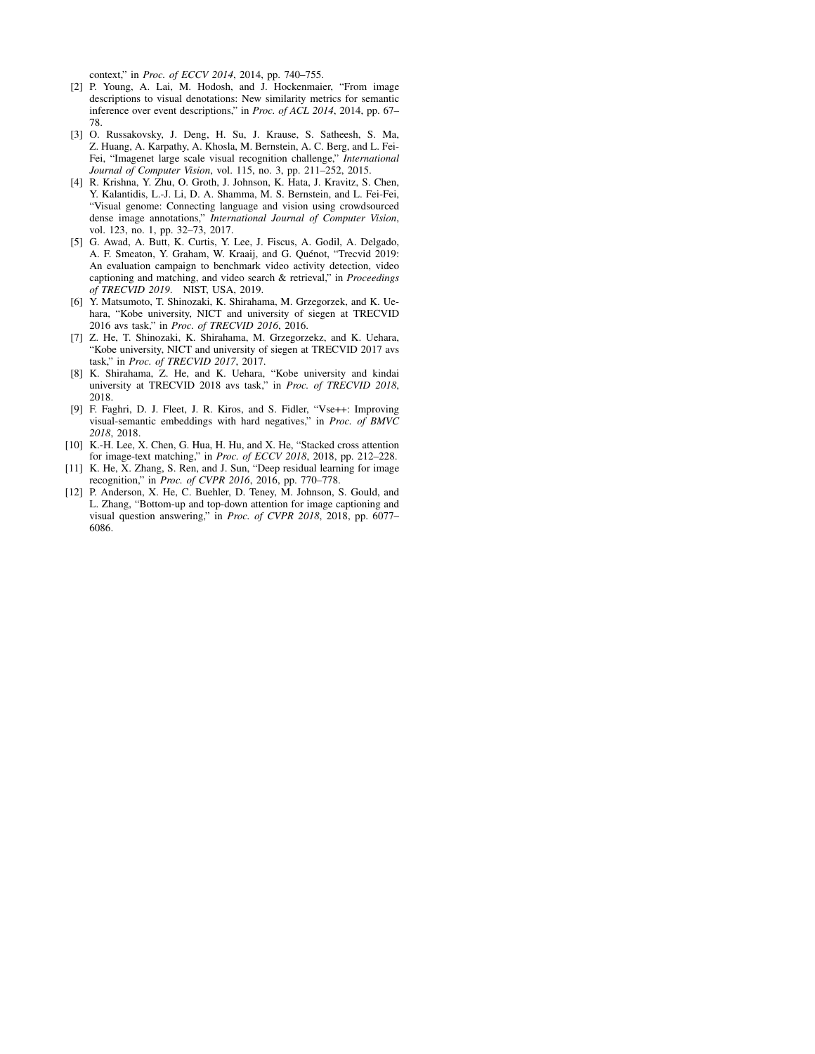context," in *Proc. of ECCV 2014*, 2014, pp. 740–755.

[2] P. Young, A. Lai, M. Hodosh, and J. Hockenmaier, "From image descriptions to visual denotations: New similarity metrics for semantic inference over event descriptions," in *Proc. of ACL 2014*, 2014, pp. 67–78.

[3] O. Russakovsky, J. Deng, H. Su, J. Krause, S. Satheesh, S. Ma, Z. Huang, A. Karpathy, A. Khosla, M. Bernstein, A. C. Berg, and L. Fei-Fei, "Imagenet large scale visual recognition challenge," *International Journal of Computer Vision*, vol. 115, no. 3, pp. 211–252, 2015.

[4] R. Krishna, Y. Zhu, O. Groth, J. Johnson, K. Hata, J. Kravitz, S. Chen, Y. Kalantidis, L.-J. Li, D. A. Shamma, M. S. Bernstein, and L. Fei-Fei, "Visual genome: Connecting language and vision using crowdsourced dense image annotations," *International Journal of Computer Vision*, vol. 123, no. 1, pp. 32–73, 2017.

[5] G. Awad, A. Butt, K. Curtis, Y. Lee, J. Fiscus, A. Godil, A. Delgado, A. F. Smeaton, Y. Graham, W. Kraaij, and G. Quénot, "Trecvid 2019: An evaluation campaign to benchmark video activity detection, video captioning and matching, and video search & retrieval," in *Proceedings of TRECVID 2019*. NIST, USA, 2019.

[6] Y. Matsumoto, T. Shinozaki, K. Shirahama, M. Grzegorzek, and K. Uehara, "Kobe university, NICT and university of siegen at TRECVID 2016 avs task," in *Proc. of TRECVID 2016*, 2016.

[7] Z. He, T. Shinozaki, K. Shirahama, M. Grzegorzekz, and K. Uehara, "Kobe university, NICT and university of siegen at TRECVID 2017 avs task," in *Proc. of TRECVID 2017*, 2017.

[8] K. Shirahama, Z. He, and K. Uehara, "Kobe university and kindai university at TRECVID 2018 avs task," in *Proc. of TRECVID 2018*, 2018.

[9] F. Faghri, D. J. Fleet, J. R. Kiros, and S. Fidler, "Vse++: Improving visual-semantic embeddings with hard negatives," in *Proc. of BMVC 2018*, 2018.

[10] K.-H. Lee, X. Chen, G. Hua, H. Hu, and X. He, "Stacked cross attention for image-text matching," in *Proc. of ECCV 2018*, 2018, pp. 212–228.

[11] K. He, X. Zhang, S. Ren, and J. Sun, "Deep residual learning for image recognition," in *Proc. of CVPR 2016*, 2016, pp. 770–778.

[12] P. Anderson, X. He, C. Buehler, D. Teney, M. Johnson, S. Gould, and L. Zhang, "Bottom-up and top-down attention for image captioning and visual question answering," in *Proc. of CVPR 2018*, 2018, pp. 6077–6086.